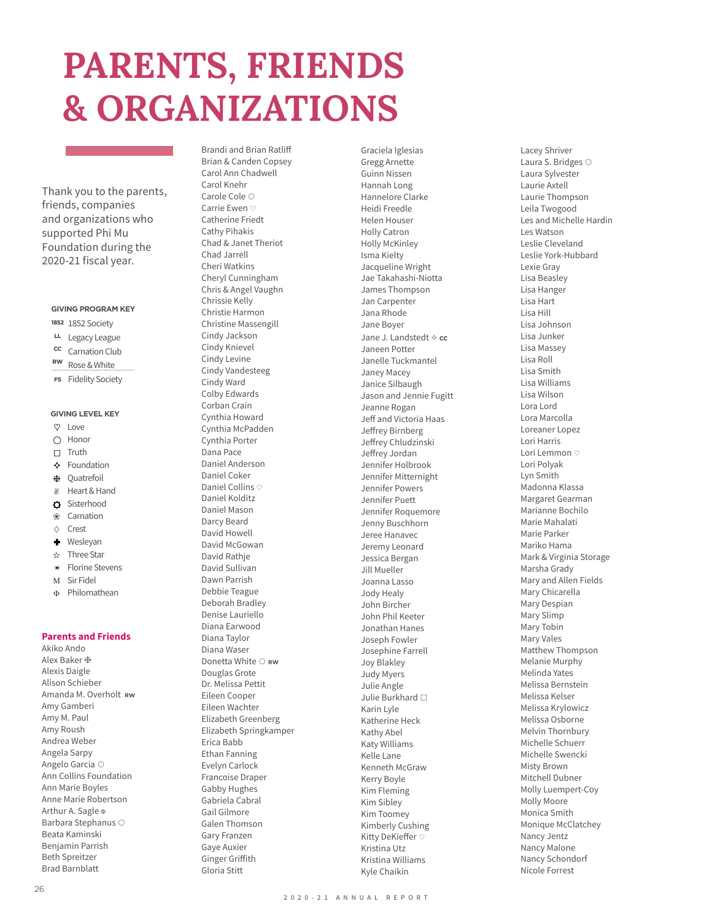# PARENTS, FRIENDS & ORGANIZATIONS

Thank you to the parents, friends, companies and organizations who supported Phi Mu Foundation during the 2020-21 fiscal year.

**GIVING PROGRAM KEY**

- 1852 — 1852 Society
- LL — Legacy League
- CC — Carnation Club
- RW — Rose & White
- FS — Fidelity Society

**GIVING LEVEL KEY**

- ♡ Love
- ○ Honor
- □ Truth
- ✧ Foundation
- ❉ Quatrefoil
- Heart & Hand
- Sisterhood
- ❀ Carnation
- ◇ Crest
- ✚ Wesleyan
- ☆ Three Star
- ✶ Florine Stevens
- M Sir Fidel
- Φ Philomathean

## Parents and Friends

Akiko Ando
Alex Baker ❉
Alexis Daigle
Alison Schieber
Amanda M. Overholt RW
Amy Gamberi
Amy M. Paul
Amy Roush
Andrea Weber
Angela Sarpy
Angelo Garcia ○
Ann Collins Foundation
Ann Marie Boyles
Anne Marie Robertson
Arthur A. Sagle Φ
Barbara Stephanus ○
Beata Kaminski
Benjamin Parrish
Beth Spreitzer
Brad Barnblatt
Brandi and Brian Ratliff
Brian & Canden Copsey
Carol Ann Chadwell
Carol Knehr
Carole Cole ○
Carrie Ewen ♡
Catherine Friedt
Cathy Pihakis
Chad & Janet Theriot
Chad Jarrell
Cheri Watkins
Cheryl Cunningham
Chris & Angel Vaughn
Chrissie Kelly
Christie Harmon
Christine Massengill
Cindy Jackson
Cindy Knievel
Cindy Levine
Cindy Vandesteeg
Cindy Ward
Colby Edwards
Corban Crain
Cynthia Howard
Cynthia McPadden
Cynthia Porter
Dana Pace
Daniel Anderson
Daniel Coker
Daniel Collins ♡
Daniel Kolditz
Daniel Mason
Darcy Beard
David Howell
David McGowan
David Rathje
David Sullivan
Dawn Parrish
Debbie Teague
Deborah Bradley
Denise Lauriello
Diana Earwood
Diana Taylor
Diana Waser
Donetta White ○ RW
Douglas Grote
Dr. Melissa Pettit
Eileen Cooper
Eileen Wachter
Elizabeth Greenberg
Elizabeth Springkamper
Erica Babb
Ethan Fanning
Evelyn Carlock
Francoise Draper
Gabby Hughes
Gabriela Cabral
Gail Gilmore
Galen Thomson
Gary Franzen
Gaye Auxier
Ginger Griffith
Gloria Stitt
Graciela Iglesias
Gregg Arnette
Guinn Nissen
Hannah Long
Hannelore Clarke
Heidi Freedle
Helen Houser
Holly Catron
Holly McKinley
Isma Kielty
Jacqueline Wright
Jae Takahashi-Niotta
James Thompson
Jan Carpenter
Jana Rhode
Jane Boyer
Jane J. Landstedt ✧ CC
Janeen Potter
Janelle Tuckmantel
Janey Macey
Janice Silbaugh
Jason and Jennie Fugitt
Jeanne Rogan
Jeff and Victoria Haas
Jeffrey Birnberg
Jeffrey Chludzinski
Jeffrey Jordan
Jennifer Holbrook
Jennifer Mitternight
Jennifer Powers
Jennifer Puett
Jennifer Roquemore
Jenny Buschhorn
Jeree Hanavec
Jeremy Leonard
Jessica Bergan
Jill Mueller
Joanna Lasso
Jody Healy
John Bircher
John Phil Keeter
Jonathan Hanes
Joseph Fowler
Josephine Farrell
Joy Blakley
Judy Myers
Julie Angle
Julie Burkhard □
Karin Lyle
Katherine Heck
Kathy Abel
Katy Williams
Kelle Lane
Kenneth McGraw
Kerry Boyle
Kim Fleming
Kim Sibley
Kim Toomey
Kimberly Cushing
Kitty DeKieffer ♡
Kristina Utz
Kristina Williams
Kyle Chaikin
Lacey Shriver
Laura S. Bridges ○
Laura Sylvester
Laurie Axtell
Laurie Thompson
Leila Twogood
Les and Michelle Hardin
Les Watson
Leslie Cleveland
Leslie York-Hubbard
Lexie Gray
Lisa Beasley
Lisa Hanger
Lisa Hart
Lisa Hill
Lisa Johnson
Lisa Junker
Lisa Massey
Lisa Roll
Lisa Smith
Lisa Williams
Lisa Wilson
Lora Lord
Lora Marcolla
Loreaner Lopez
Lori Harris
Lori Lemmon ♡
Lori Polyak
Lyn Smith
Madonna Klassa
Margaret Gearman
Marianne Bochilo
Marie Mahalati
Marie Parker
Mariko Hama
Mark & Virginia Storage
Marsha Grady
Mary and Allen Fields
Mary Chicarella
Mary Despian
Mary Slimp
Mary Tobin
Mary Vales
Matthew Thompson
Melanie Murphy
Melinda Yates
Melissa Bernstein
Melissa Kelser
Melissa Krylowicz
Melissa Osborne
Melvin Thornbury
Michelle Schuerr
Michelle Swencki
Misty Brown
Mitchell Dubner
Molly Luempert-Coy
Molly Moore
Monica Smith
Monique McClatchey
Nancy Jentz
Nancy Malone
Nancy Schondorf
Nicole Forrest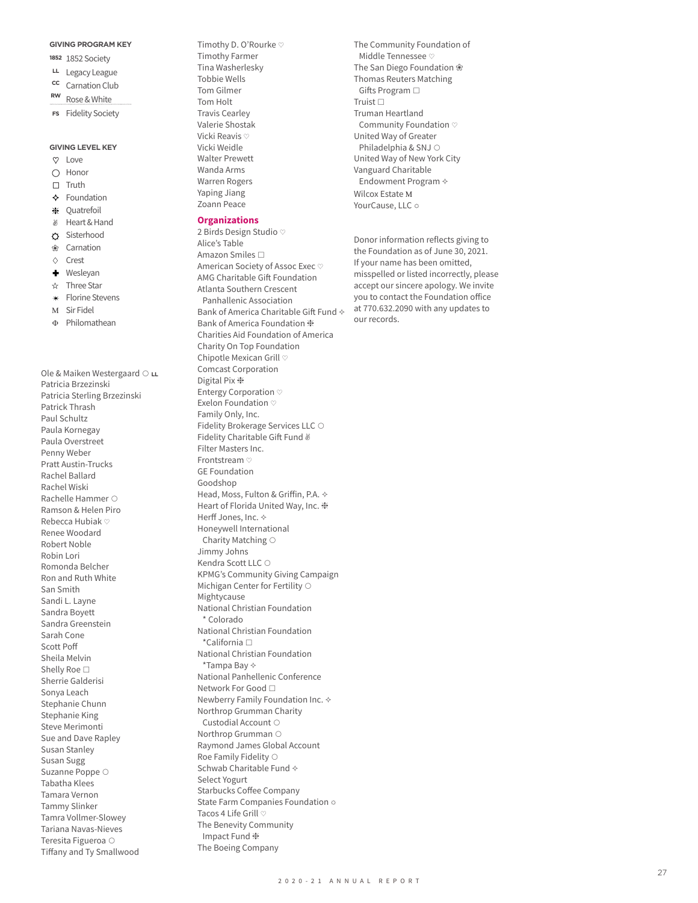**GIVING PROGRAM KEY**

- 1852 — 1852 Society
- LL — Legacy League
- CC — Carnation Club
- RW — Rose & White
- FS — Fidelity Society

**GIVING LEVEL KEY**

- ♡ Love
- ○ Honor
- □ Truth
- ✧ Foundation
- ❉ Quatrefoil
- ☃ Heart & Hand
- ☼ Sisterhood
- ❀ Carnation
- ◇ Crest
- ✚ Wesleyan
- ☆ Three Star
- ✷ Florine Stevens
- M Sir Fidel
- Φ Philomathean

Ole & Maiken Westergaard ○ LL
Patricia Brzezinski
Patricia Sterling Brzezinski
Patrick Thrash
Paul Schultz
Paula Kornegay
Paula Overstreet
Penny Weber
Pratt Austin-Trucks
Rachel Ballard
Rachel Wiski
Rachelle Hammer ○
Ramson & Helen Piro
Rebecca Hubiak ♡
Renee Woodard
Robert Noble
Robin Lori
Romonda Belcher
Ron and Ruth White
San Smith
Sandi L. Layne
Sandra Boyett
Sandra Greenstein
Sarah Cone
Scott Poff
Sheila Melvin
Shelly Roe □
Sherrie Galderisi
Sonya Leach
Stephanie Chunn
Stephanie King
Steve Merimonti
Sue and Dave Rapley
Susan Stanley
Susan Sugg
Suzanne Poppe ○
Tabatha Klees
Tamara Vernon
Tammy Slinker
Tamra Vollmer-Slowey
Tariana Navas-Nieves
Teresita Figueroa ○
Tiffany and Ty Smallwood
Timothy D. O'Rourke ♡
Timothy Farmer
Tina Washerlesky
Tobbie Wells
Tom Gilmer
Tom Holt
Travis Cearley
Valerie Shostak
Vicki Reavis ♡
Vicki Weidle
Walter Prewett
Wanda Arms
Warren Rogers
Yaping Jiang
Zoann Peace

## Organizations

2 Birds Design Studio ♡
Alice's Table
Amazon Smiles □
American Society of Assoc Exec ♡
AMG Charitable Gift Foundation
Atlanta Southern Crescent Panhallenic Association
Bank of America Charitable Gift Fund ✧
Bank of America Foundation ❉
Charities Aid Foundation of America
Charity On Top Foundation
Chipotle Mexican Grill ♡
Comcast Corporation
Digital Pix ❉
Entergy Corporation ♡
Exelon Foundation ♡
Family Only, Inc.
Fidelity Brokerage Services LLC ○
Fidelity Charitable Gift Fund ☃
Filter Masters Inc.
Frontstream ♡
GE Foundation
Goodshop
Head, Moss, Fulton & Griffin, P.A. ✧
Heart of Florida United Way, Inc. ❉
Herff Jones, Inc. ✧
Honeywell International Charity Matching ○
Jimmy Johns
Kendra Scott LLC ○
KPMG's Community Giving Campaign
Michigan Center for Fertility ○
Mightycause
National Christian Foundation * Colorado
National Christian Foundation *California □
National Christian Foundation *Tampa Bay ✧
National Panhellenic Conference
Network For Good □
Newberry Family Foundation Inc. ✧
Northrop Grumman Charity Custodial Account ○
Northrop Grumman ○
Raymond James Global Account
Roe Family Fidelity ○
Schwab Charitable Fund ✧
Select Yogurt
Starbucks Coffee Company
State Farm Companies Foundation ○
Tacos 4 Life Grill ♡
The Benevity Community Impact Fund ❉
The Boeing Company
The Community Foundation of Middle Tennessee ♡
The San Diego Foundation ❀
Thomas Reuters Matching Gifts Program □
Truist □
Truman Heartland Community Foundation ♡
United Way of Greater Philadelphia & SNJ ○
United Way of New York City
Vanguard Charitable Endowment Program ✧
Wilcox Estate M
YourCause, LLC ○

Donor information reflects giving to the Foundation as of June 30, 2021. If your name has been omitted, misspelled or listed incorrectly, please accept our sincere apology. We invite you to contact the Foundation office at 770.632.2090 with any updates to our records.